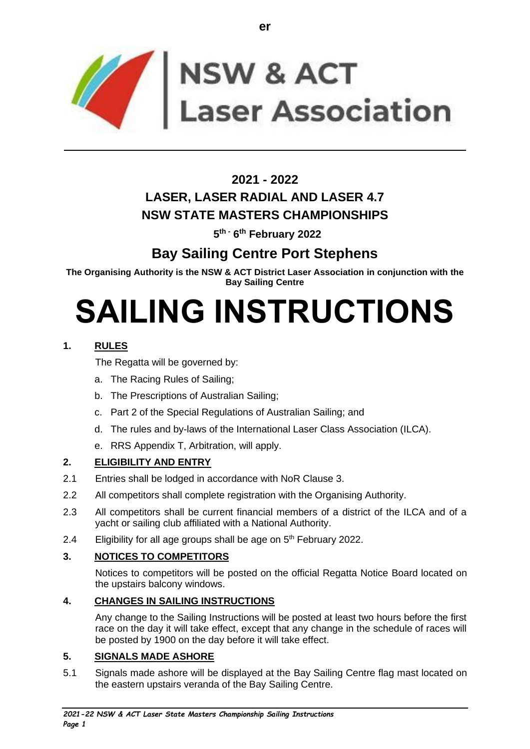er

NSW & ACT
Laser Association

## 2021 - 2022
## LASER, LASER RADIAL AND LASER 4.7
## NSW STATE MASTERS CHAMPIONSHIPS

**5th - 6th February 2022**

## Bay Sailing Centre Port Stephens

**The Organising Authority is the NSW & ACT District Laser Association in conjunction with the Bay Sailing Centre**

# SAILING INSTRUCTIONS

### 1. RULES

The Regatta will be governed by:

a. The Racing Rules of Sailing;

b. The Prescriptions of Australian Sailing;

c. Part 2 of the Special Regulations of Australian Sailing; and

d. The rules and by-laws of the International Laser Class Association (ILCA).

e. RRS Appendix T, Arbitration, will apply.

### 2. ELIGIBILITY AND ENTRY

2.1 Entries shall be lodged in accordance with NoR Clause 3.

2.2 All competitors shall complete registration with the Organising Authority.

2.3 All competitors shall be current financial members of a district of the ILCA and of a yacht or sailing club affiliated with a National Authority.

2.4 Eligibility for all age groups shall be age on 5th February 2022.

### 3. NOTICES TO COMPETITORS

Notices to competitors will be posted on the official Regatta Notice Board located on the upstairs balcony windows.

### 4. CHANGES IN SAILING INSTRUCTIONS

Any change to the Sailing Instructions will be posted at least two hours before the first race on the day it will take effect, except that any change in the schedule of races will be posted by 1900 on the day before it will take effect.

### 5. SIGNALS MADE ASHORE

5.1 Signals made ashore will be displayed at the Bay Sailing Centre flag mast located on the eastern upstairs veranda of the Bay Sailing Centre.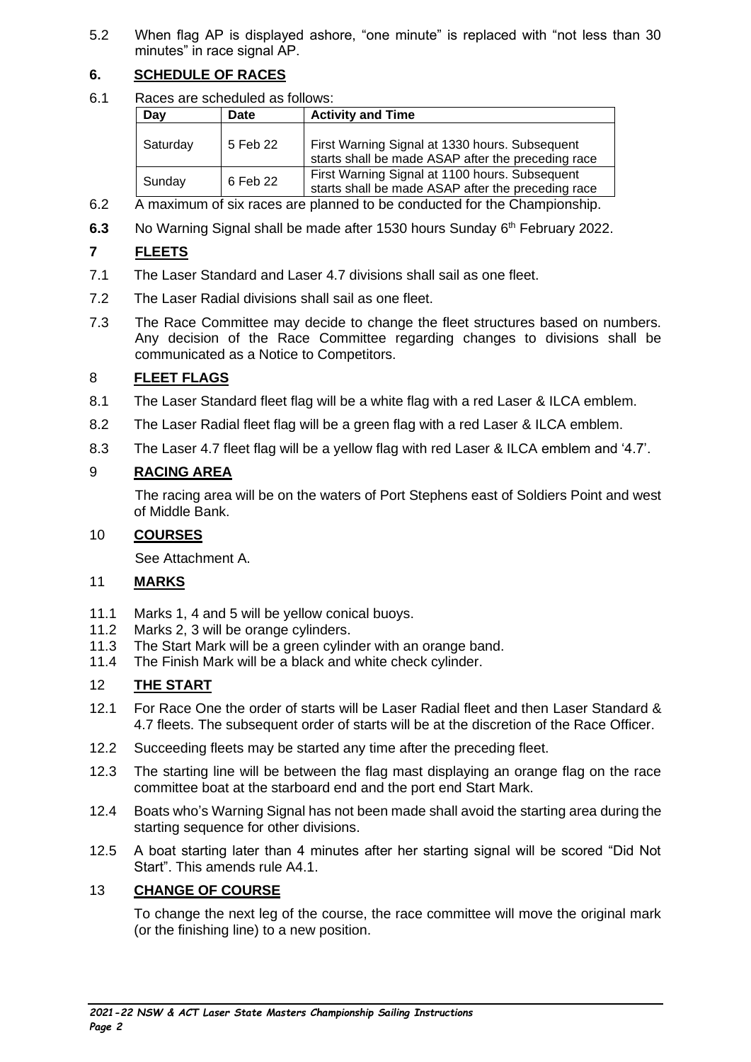5.2 When flag AP is displayed ashore, "one minute" is replaced with "not less than 30 minutes" in race signal AP.

## 6. SCHEDULE OF RACES

6.1 Races are scheduled as follows:

| Day | Date | Activity and Time |
|---|---|---|
| Saturday | 5 Feb 22 | First Warning Signal at 1330 hours. Subsequent starts shall be made ASAP after the preceding race |
| Sunday | 6 Feb 22 | First Warning Signal at 1100 hours. Subsequent starts shall be made ASAP after the preceding race |

6.2 A maximum of six races are planned to be conducted for the Championship.

**6.3** No Warning Signal shall be made after 1530 hours Sunday 6th February 2022.

## 7 FLEETS

7.1 The Laser Standard and Laser 4.7 divisions shall sail as one fleet.

7.2 The Laser Radial divisions shall sail as one fleet.

7.3 The Race Committee may decide to change the fleet structures based on numbers. Any decision of the Race Committee regarding changes to divisions shall be communicated as a Notice to Competitors.

## 8 FLEET FLAGS

8.1 The Laser Standard fleet flag will be a white flag with a red Laser & ILCA emblem.

8.2 The Laser Radial fleet flag will be a green flag with a red Laser & ILCA emblem.

8.3 The Laser 4.7 fleet flag will be a yellow flag with red Laser & ILCA emblem and '4.7'.

## 9 RACING AREA

The racing area will be on the waters of Port Stephens east of Soldiers Point and west of Middle Bank.

## 10 COURSES

See Attachment A.

## 11 MARKS

11.1 Marks 1, 4 and 5 will be yellow conical buoys.
11.2 Marks 2, 3 will be orange cylinders.
11.3 The Start Mark will be a green cylinder with an orange band.
11.4 The Finish Mark will be a black and white check cylinder.

## 12 THE START

12.1 For Race One the order of starts will be Laser Radial fleet and then Laser Standard & 4.7 fleets. The subsequent order of starts will be at the discretion of the Race Officer.

12.2 Succeeding fleets may be started any time after the preceding fleet.

12.3 The starting line will be between the flag mast displaying an orange flag on the race committee boat at the starboard end and the port end Start Mark.

12.4 Boats who's Warning Signal has not been made shall avoid the starting area during the starting sequence for other divisions.

12.5 A boat starting later than 4 minutes after her starting signal will be scored "Did Not Start". This amends rule A4.1.

## 13 CHANGE OF COURSE

To change the next leg of the course, the race committee will move the original mark (or the finishing line) to a new position.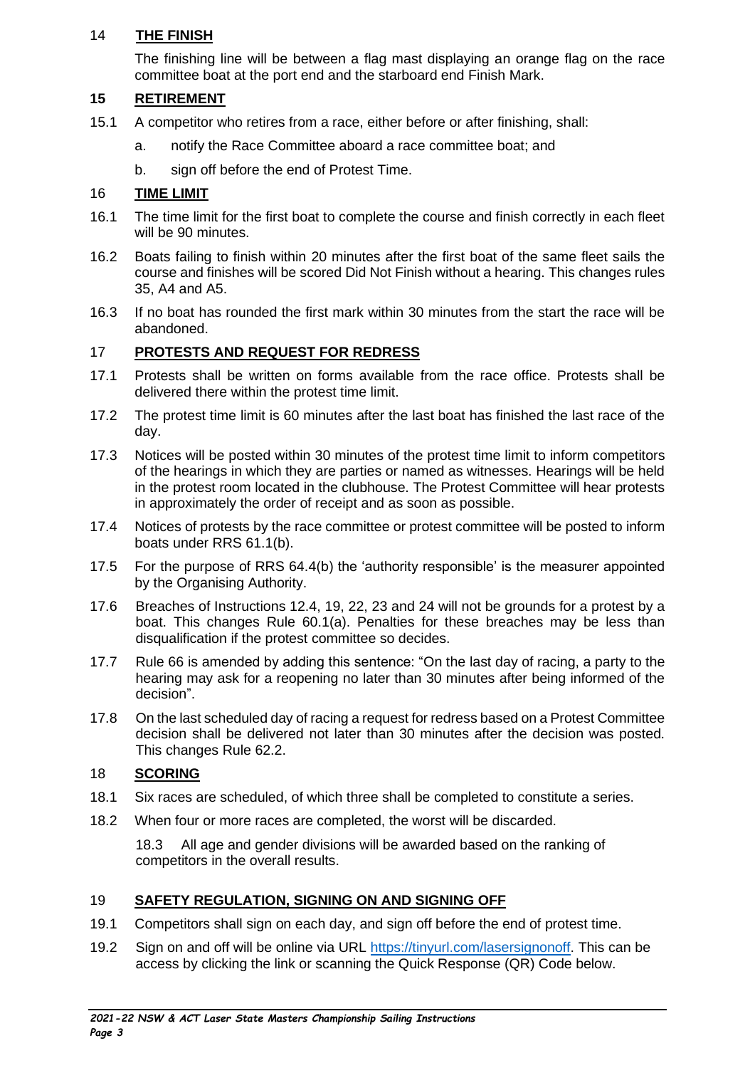## 14 THE FINISH

The finishing line will be between a flag mast displaying an orange flag on the race committee boat at the port end and the starboard end Finish Mark.

## 15 RETIREMENT

15.1 A competitor who retires from a race, either before or after finishing, shall:

a. notify the Race Committee aboard a race committee boat; and

b. sign off before the end of Protest Time.

## 16 TIME LIMIT

16.1 The time limit for the first boat to complete the course and finish correctly in each fleet will be 90 minutes.

16.2 Boats failing to finish within 20 minutes after the first boat of the same fleet sails the course and finishes will be scored Did Not Finish without a hearing. This changes rules 35, A4 and A5.

16.3 If no boat has rounded the first mark within 30 minutes from the start the race will be abandoned.

## 17 PROTESTS AND REQUEST FOR REDRESS

17.1 Protests shall be written on forms available from the race office. Protests shall be delivered there within the protest time limit.

17.2 The protest time limit is 60 minutes after the last boat has finished the last race of the day.

17.3 Notices will be posted within 30 minutes of the protest time limit to inform competitors of the hearings in which they are parties or named as witnesses. Hearings will be held in the protest room located in the clubhouse. The Protest Committee will hear protests in approximately the order of receipt and as soon as possible.

17.4 Notices of protests by the race committee or protest committee will be posted to inform boats under RRS 61.1(b).

17.5 For the purpose of RRS 64.4(b) the 'authority responsible' is the measurer appointed by the Organising Authority.

17.6 Breaches of Instructions 12.4, 19, 22, 23 and 24 will not be grounds for a protest by a boat. This changes Rule 60.1(a). Penalties for these breaches may be less than disqualification if the protest committee so decides.

17.7 Rule 66 is amended by adding this sentence: "On the last day of racing, a party to the hearing may ask for a reopening no later than 30 minutes after being informed of the decision".

17.8 On the last scheduled day of racing a request for redress based on a Protest Committee decision shall be delivered not later than 30 minutes after the decision was posted. This changes Rule 62.2.

## 18 SCORING

18.1 Six races are scheduled, of which three shall be completed to constitute a series.

18.2 When four or more races are completed, the worst will be discarded.

18.3 All age and gender divisions will be awarded based on the ranking of competitors in the overall results.

## 19 SAFETY REGULATION, SIGNING ON AND SIGNING OFF

19.1 Competitors shall sign on each day, and sign off before the end of protest time.

19.2 Sign on and off will be online via URL [https://tinyurl.com/lasersignonoff](https://tinyurl.com/lasersignonoff). This can be access by clicking the link or scanning the Quick Response (QR) Code below.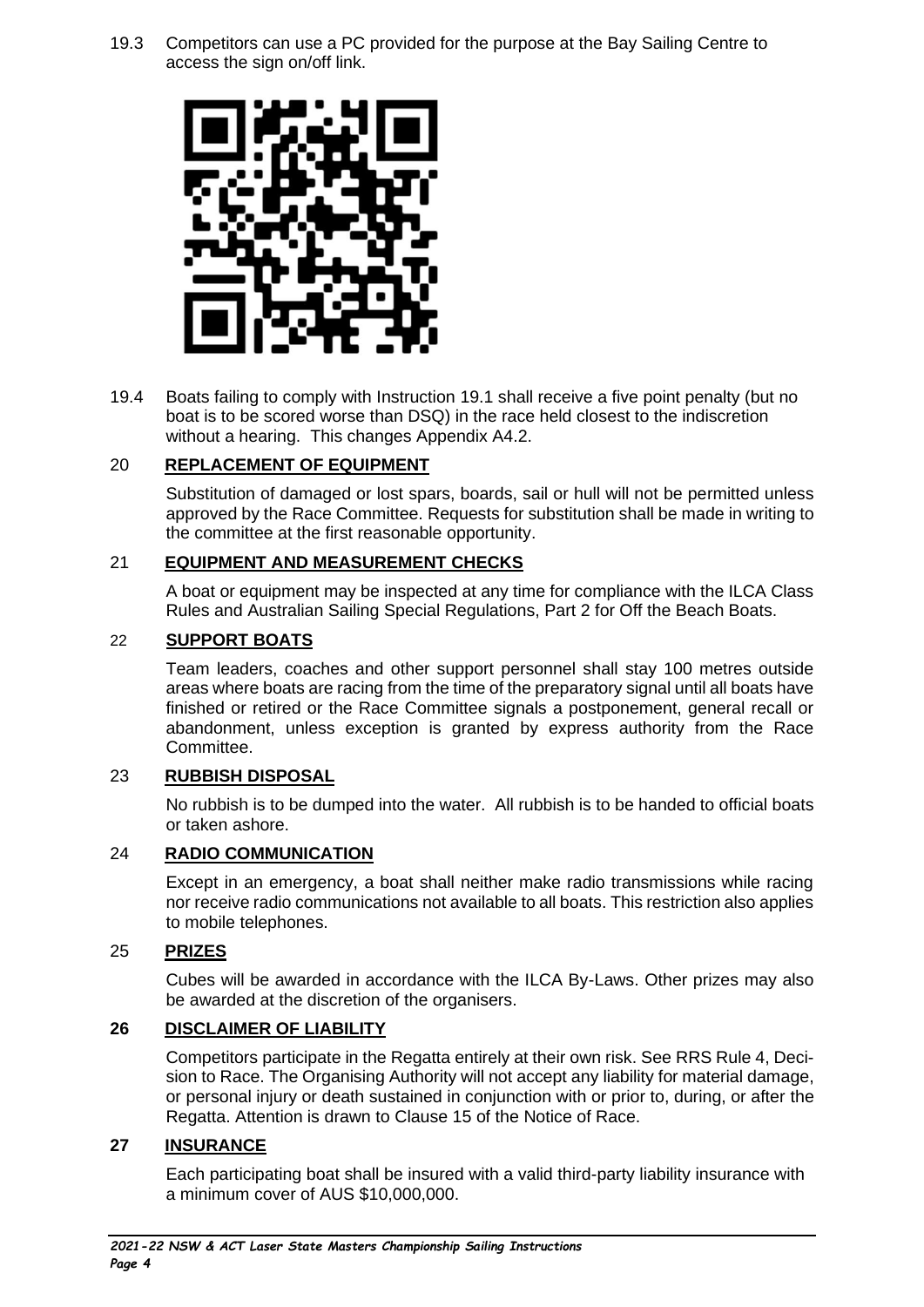19.3 Competitors can use a PC provided for the purpose at the Bay Sailing Centre to access the sign on/off link.

19.4 Boats failing to comply with Instruction 19.1 shall receive a five point penalty (but no boat is to be scored worse than DSQ) in the race held closest to the indiscretion without a hearing. This changes Appendix A4.2.

## 20 REPLACEMENT OF EQUIPMENT

Substitution of damaged or lost spars, boards, sail or hull will not be permitted unless approved by the Race Committee. Requests for substitution shall be made in writing to the committee at the first reasonable opportunity.

## 21 EQUIPMENT AND MEASUREMENT CHECKS

A boat or equipment may be inspected at any time for compliance with the ILCA Class Rules and Australian Sailing Special Regulations, Part 2 for Off the Beach Boats.

## 22 SUPPORT BOATS

Team leaders, coaches and other support personnel shall stay 100 metres outside areas where boats are racing from the time of the preparatory signal until all boats have finished or retired or the Race Committee signals a postponement, general recall or abandonment, unless exception is granted by express authority from the Race Committee.

## 23 RUBBISH DISPOSAL

No rubbish is to be dumped into the water. All rubbish is to be handed to official boats or taken ashore.

## 24 RADIO COMMUNICATION

Except in an emergency, a boat shall neither make radio transmissions while racing nor receive radio communications not available to all boats. This restriction also applies to mobile telephones.

## 25 PRIZES

Cubes will be awarded in accordance with the ILCA By-Laws. Other prizes may also be awarded at the discretion of the organisers.

## 26 DISCLAIMER OF LIABILITY

Competitors participate in the Regatta entirely at their own risk. See RRS Rule 4, Decision to Race. The Organising Authority will not accept any liability for material damage, or personal injury or death sustained in conjunction with or prior to, during, or after the Regatta. Attention is drawn to Clause 15 of the Notice of Race.

## 27 INSURANCE

Each participating boat shall be insured with a valid third-party liability insurance with a minimum cover of AUS $10,000,000.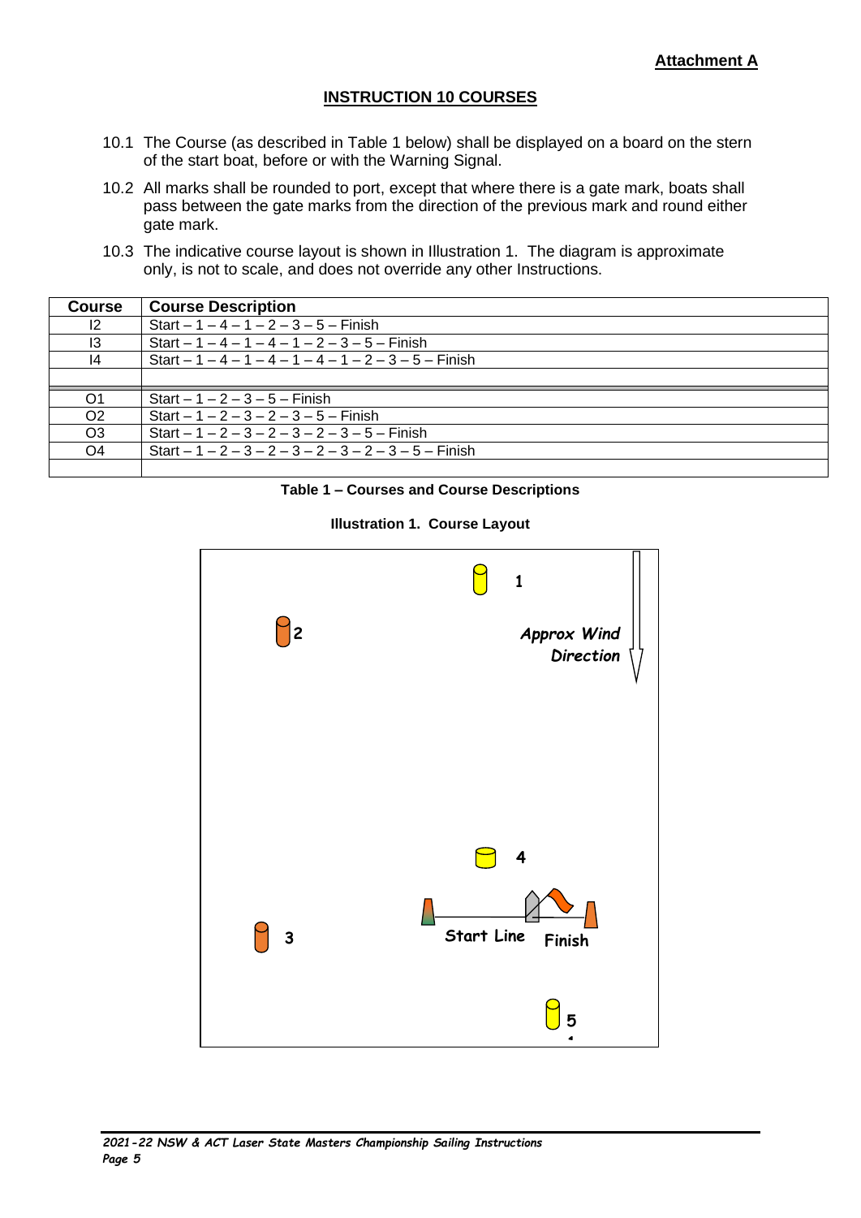**Attachment A**

## INSTRUCTION 10 COURSES

10.1 The Course (as described in Table 1 below) shall be displayed on a board on the stern of the start boat, before or with the Warning Signal.

10.2 All marks shall be rounded to port, except that where there is a gate mark, boats shall pass between the gate marks from the direction of the previous mark and round either gate mark.

10.3 The indicative course layout is shown in Illustration 1. The diagram is approximate only, is not to scale, and does not override any other Instructions.

| Course | Course Description |
|---|---|
| I2 | Start – 1 – 4 – 1 – 2 – 3 – 5 – Finish |
| I3 | Start – 1 – 4 – 1 – 4 – 1 – 2 – 3 – 5 – Finish |
| I4 | Start – 1 – 4 – 1 – 4 – 1 – 4 – 1 – 2 – 3 – 5 – Finish |
| | |
| O1 | Start – 1 – 2 – 3 – 5 – Finish |
| O2 | Start – 1 – 2 – 3 – 2 – 3 – 5 – Finish |
| O3 | Start – 1 – 2 – 3 – 2 – 3 – 2 – 3 – 5 – Finish |
| O4 | Start – 1 – 2 – 3 – 2 – 3 – 2 – 3 – 2 – 3 – 5 – Finish |
| | |

**Table 1 – Courses and Course Descriptions**

**Illustration 1. Course Layout**

1

2

Approx Wind Direction

4

3

Start Line

Finish

5